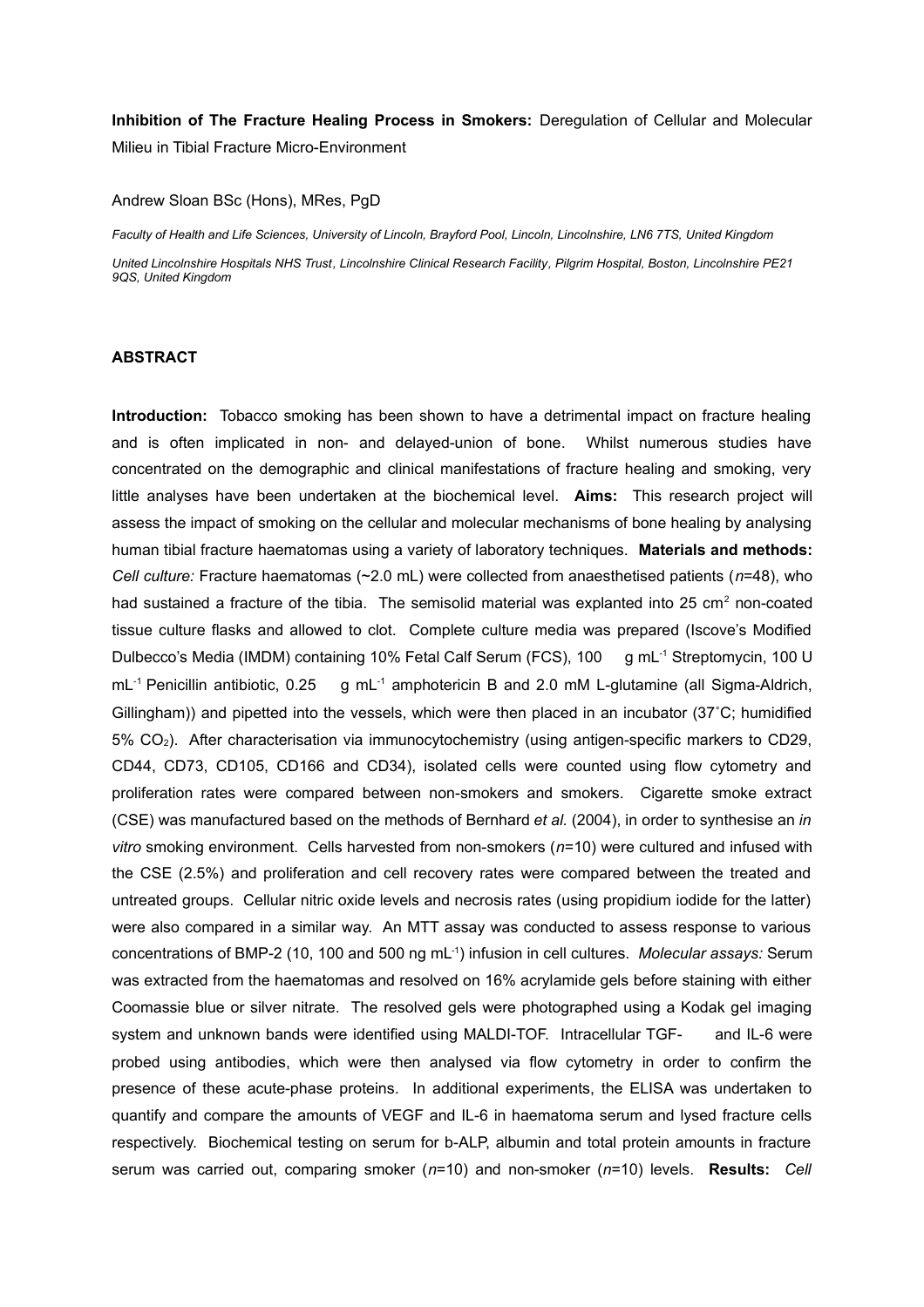**Inhibition of The Fracture Healing Process in Smokers:** Deregulation of Cellular and Molecular Milieu in Tibial Fracture Micro-Environment

Andrew Sloan BSc (Hons), MRes, PgD

*Faculty of Health and Life Sciences, University of Lincoln, Brayford Pool, Lincoln, Lincolnshire, LN6 7TS, United Kingdom*

*United Lincolnshire Hospitals NHS Trust, Lincolnshire Clinical Research Facility, Pilgrim Hospital, Boston, Lincolnshire PE21 9QS, United Kingdom*

## ABSTRACT

**Introduction:** Tobacco smoking has been shown to have a detrimental impact on fracture healing and is often implicated in non- and delayed-union of bone. Whilst numerous studies have concentrated on the demographic and clinical manifestations of fracture healing and smoking, very little analyses have been undertaken at the biochemical level. **Aims:** This research project will assess the impact of smoking on the cellular and molecular mechanisms of bone healing by analysing human tibial fracture haematomas using a variety of laboratory techniques. **Materials and methods:** *Cell culture:* Fracture haematomas (~2.0 mL) were collected from anaesthetised patients (*n*=48), who had sustained a fracture of the tibia. The semisolid material was explanted into 25 $cm^2$ non-coated tissue culture flasks and allowed to clot. Complete culture media was prepared (Iscove's Modified Dulbecco's Media (IMDM) containing 10% Fetal Calf Serum (FCS), 100 g $mL^{-1}$ Streptomycin, 100 U $mL^{-1}$ Penicillin antibiotic, 0.25 g $mL^{-1}$ amphotericin B and 2.0 mM L-glutamine (all Sigma-Aldrich, Gillingham)) and pipetted into the vessels, which were then placed in an incubator (37˚C; humidified 5% $CO_2$). After characterisation via immunocytochemistry (using antigen-specific markers to CD29, CD44, CD73, CD105, CD166 and CD34), isolated cells were counted using flow cytometry and proliferation rates were compared between non-smokers and smokers. Cigarette smoke extract (CSE) was manufactured based on the methods of Bernhard *et al.* (2004), in order to synthesise an *in vitro* smoking environment. Cells harvested from non-smokers (*n*=10) were cultured and infused with the CSE (2.5%) and proliferation and cell recovery rates were compared between the treated and untreated groups. Cellular nitric oxide levels and necrosis rates (using propidium iodide for the latter) were also compared in a similar way. An MTT assay was conducted to assess response to various concentrations of BMP-2 (10, 100 and 500 ng $mL^{-1}$) infusion in cell cultures. *Molecular assays:* Serum was extracted from the haematomas and resolved on 16% acrylamide gels before staining with either Coomassie blue or silver nitrate. The resolved gels were photographed using a Kodak gel imaging system and unknown bands were identified using MALDI-TOF. Intracellular TGF- and IL-6 were probed using antibodies, which were then analysed via flow cytometry in order to confirm the presence of these acute-phase proteins. In additional experiments, the ELISA was undertaken to quantify and compare the amounts of VEGF and IL-6 in haematoma serum and lysed fracture cells respectively. Biochemical testing on serum for b-ALP, albumin and total protein amounts in fracture serum was carried out, comparing smoker (*n*=10) and non-smoker (*n*=10) levels. **Results:** *Cell*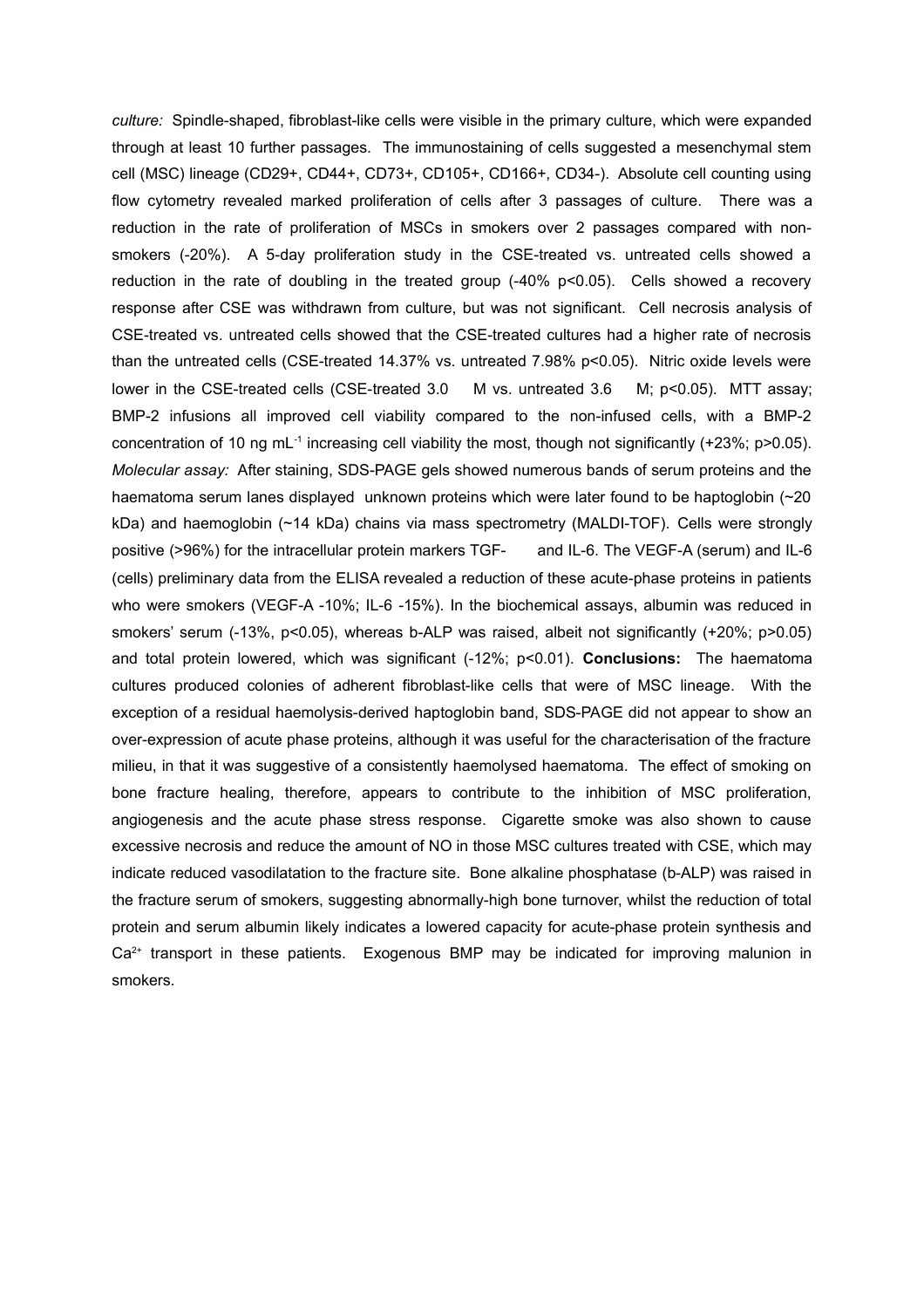*culture:* Spindle-shaped, fibroblast-like cells were visible in the primary culture, which were expanded through at least 10 further passages. The immunostaining of cells suggested a mesenchymal stem cell (MSC) lineage (CD29+, CD44+, CD73+, CD105+, CD166+, CD34-). Absolute cell counting using flow cytometry revealed marked proliferation of cells after 3 passages of culture. There was a reduction in the rate of proliferation of MSCs in smokers over 2 passages compared with non-smokers (-20%). A 5-day proliferation study in the CSE-treated vs. untreated cells showed a reduction in the rate of doubling in the treated group (-40% $p<0.05$). Cells showed a recovery response after CSE was withdrawn from culture, but was not significant. Cell necrosis analysis of CSE-treated vs. untreated cells showed that the CSE-treated cultures had a higher rate of necrosis than the untreated cells (CSE-treated 14.37% vs. untreated 7.98% $p<0.05$). Nitric oxide levels were lower in the CSE-treated cells (CSE-treated 3.0 M vs. untreated 3.6 M; $p<0.05$). MTT assay; BMP-2 infusions all improved cell viability compared to the non-infused cells, with a BMP-2 concentration of 10 ng $mL^{-1}$ increasing cell viability the most, though not significantly (+23%; $p>0.05$). *Molecular assay:* After staining, SDS-PAGE gels showed numerous bands of serum proteins and the haematoma serum lanes displayed unknown proteins which were later found to be haptoglobin (~20 kDa) and haemoglobin (~14 kDa) chains via mass spectrometry (MALDI-TOF). Cells were strongly positive (>96%) for the intracellular protein markers TGF- and IL-6. The VEGF-A (serum) and IL-6 (cells) preliminary data from the ELISA revealed a reduction of these acute-phase proteins in patients who were smokers (VEGF-A -10%; IL-6 -15%). In the biochemical assays, albumin was reduced in smokers' serum (-13%, $p<0.05$), whereas b-ALP was raised, albeit not significantly (+20%; $p>0.05$) and total protein lowered, which was significant (-12%; $p<0.01$). **Conclusions:** The haematoma cultures produced colonies of adherent fibroblast-like cells that were of MSC lineage. With the exception of a residual haemolysis-derived haptoglobin band, SDS-PAGE did not appear to show an over-expression of acute phase proteins, although it was useful for the characterisation of the fracture milieu, in that it was suggestive of a consistently haemolysed haematoma. The effect of smoking on bone fracture healing, therefore, appears to contribute to the inhibition of MSC proliferation, angiogenesis and the acute phase stress response. Cigarette smoke was also shown to cause excessive necrosis and reduce the amount of NO in those MSC cultures treated with CSE, which may indicate reduced vasodilatation to the fracture site. Bone alkaline phosphatase (b-ALP) was raised in the fracture serum of smokers, suggesting abnormally-high bone turnover, whilst the reduction of total protein and serum albumin likely indicates a lowered capacity for acute-phase protein synthesis and $Ca^{2+}$ transport in these patients. Exogenous BMP may be indicated for improving malunion in smokers.